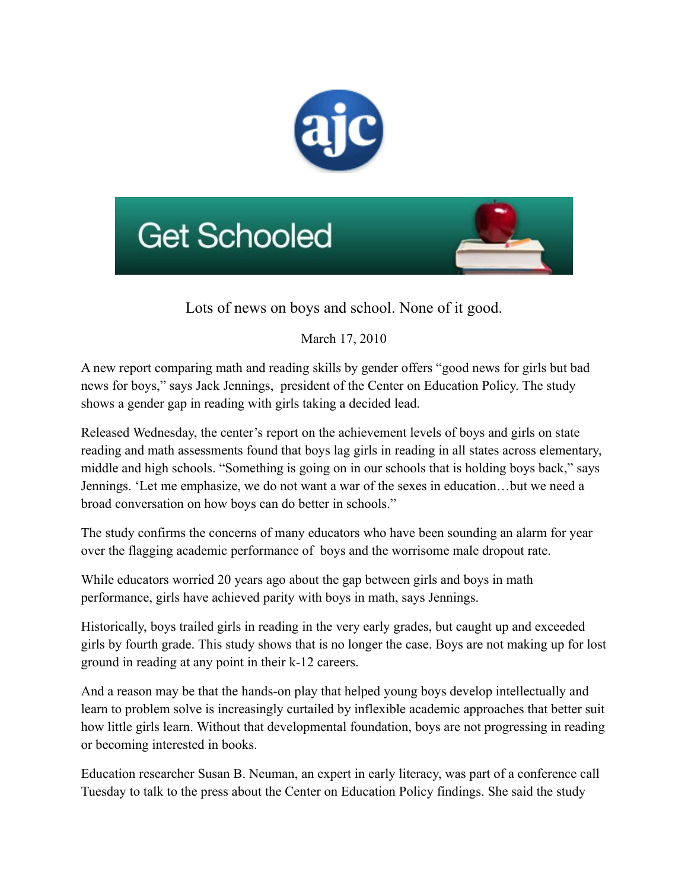ajc

Get Schooled

# Lots of news on boys and school. None of it good.

March 17, 2010

A new report comparing math and reading skills by gender offers "good news for girls but bad news for boys," says Jack Jennings, president of the Center on Education Policy. The study shows a gender gap in reading with girls taking a decided lead.

Released Wednesday, the center's report on the achievement levels of boys and girls on state reading and math assessments found that boys lag girls in reading in all states across elementary, middle and high schools. "Something is going on in our schools that is holding boys back," says Jennings. 'Let me emphasize, we do not want a war of the sexes in education…but we need a broad conversation on how boys can do better in schools."

The study confirms the concerns of many educators who have been sounding an alarm for year over the flagging academic performance of boys and the worrisome male dropout rate.

While educators worried 20 years ago about the gap between girls and boys in math performance, girls have achieved parity with boys in math, says Jennings.

Historically, boys trailed girls in reading in the very early grades, but caught up and exceeded girls by fourth grade. This study shows that is no longer the case. Boys are not making up for lost ground in reading at any point in their k-12 careers.

And a reason may be that the hands-on play that helped young boys develop intellectually and learn to problem solve is increasingly curtailed by inflexible academic approaches that better suit how little girls learn. Without that developmental foundation, boys are not progressing in reading or becoming interested in books.

Education researcher Susan B. Neuman, an expert in early literacy, was part of a conference call Tuesday to talk to the press about the Center on Education Policy findings. She said the study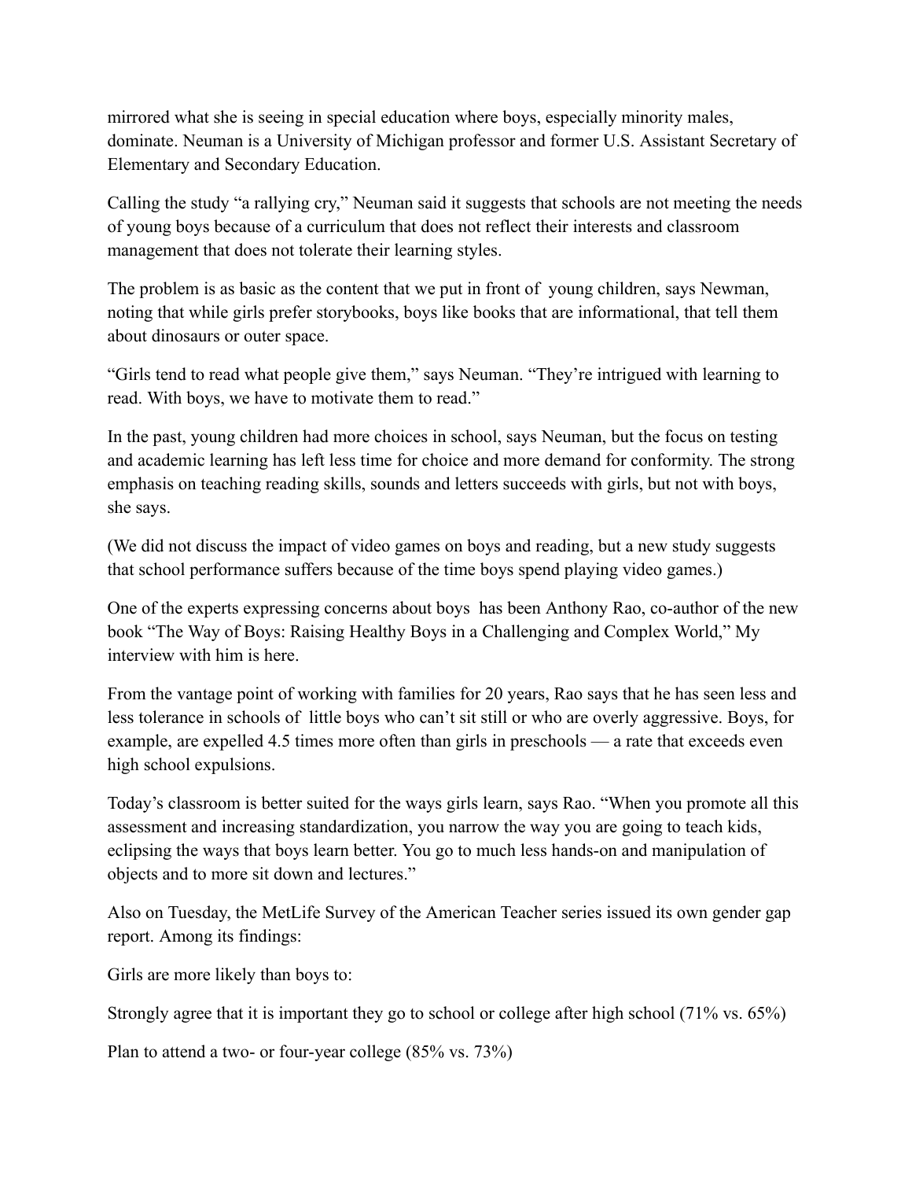mirrored what she is seeing in special education where boys, especially minority males, dominate. Neuman is a University of Michigan professor and former U.S. Assistant Secretary of Elementary and Secondary Education.

Calling the study "a rallying cry," Neuman said it suggests that schools are not meeting the needs of young boys because of a curriculum that does not reflect their interests and classroom management that does not tolerate their learning styles.

The problem is as basic as the content that we put in front of young children, says Newman, noting that while girls prefer storybooks, boys like books that are informational, that tell them about dinosaurs or outer space.

"Girls tend to read what people give them," says Neuman. "They're intrigued with learning to read. With boys, we have to motivate them to read."

In the past, young children had more choices in school, says Neuman, but the focus on testing and academic learning has left less time for choice and more demand for conformity. The strong emphasis on teaching reading skills, sounds and letters succeeds with girls, but not with boys, she says.

(We did not discuss the impact of video games on boys and reading, but a new study suggests that school performance suffers because of the time boys spend playing video games.)

One of the experts expressing concerns about boys has been Anthony Rao, co-author of the new book "The Way of Boys: Raising Healthy Boys in a Challenging and Complex World," My interview with him is here.

From the vantage point of working with families for 20 years, Rao says that he has seen less and less tolerance in schools of little boys who can't sit still or who are overly aggressive. Boys, for example, are expelled 4.5 times more often than girls in preschools — a rate that exceeds even high school expulsions.

Today's classroom is better suited for the ways girls learn, says Rao. "When you promote all this assessment and increasing standardization, you narrow the way you are going to teach kids, eclipsing the ways that boys learn better. You go to much less hands-on and manipulation of objects and to more sit down and lectures."

Also on Tuesday, the MetLife Survey of the American Teacher series issued its own gender gap report. Among its findings:

Girls are more likely than boys to:

Strongly agree that it is important they go to school or college after high school (71% vs. 65%)

Plan to attend a two- or four-year college (85% vs. 73%)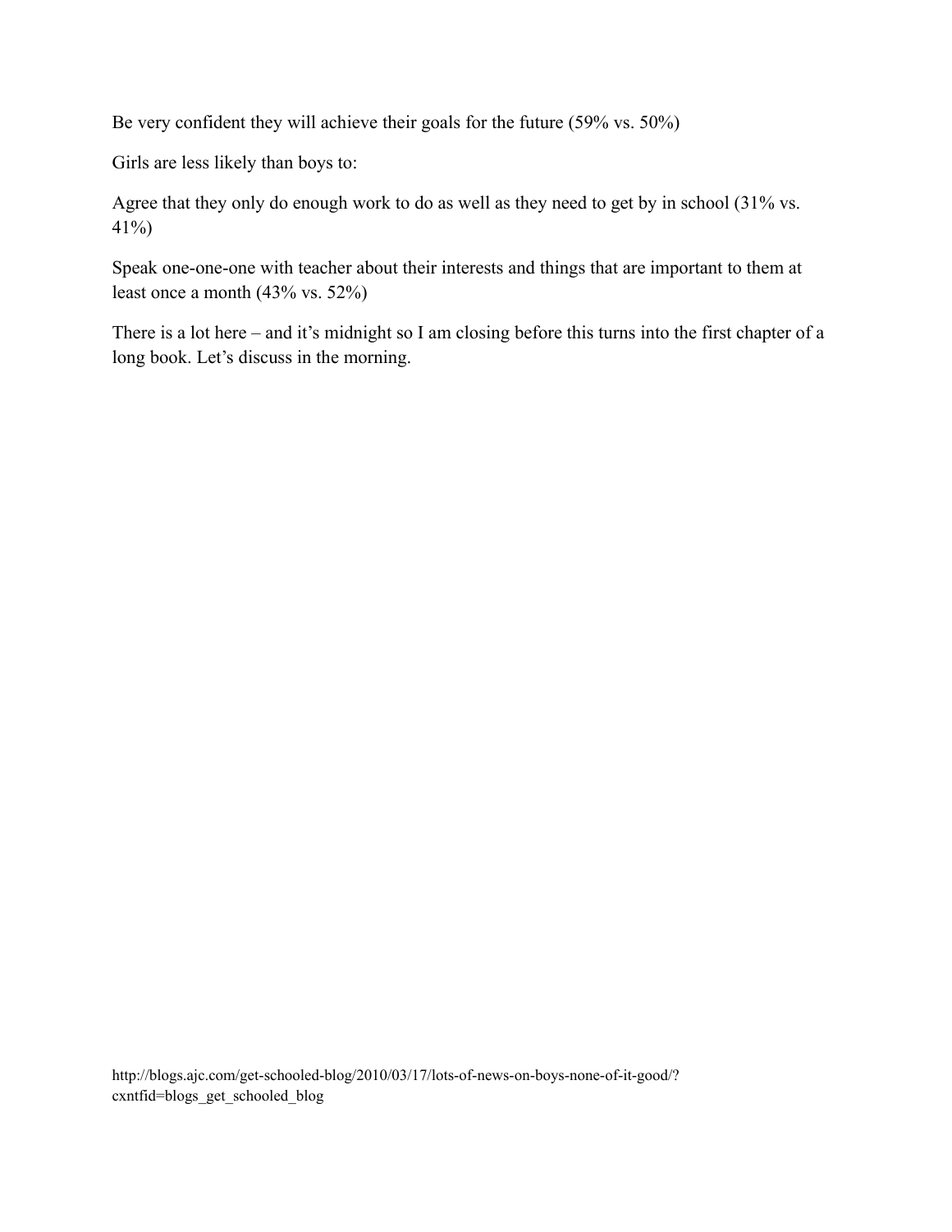Be very confident they will achieve their goals for the future (59% vs. 50%)

Girls are less likely than boys to:

Agree that they only do enough work to do as well as they need to get by in school (31% vs. 41%)

Speak one-one-one with teacher about their interests and things that are important to them at least once a month (43% vs. 52%)

There is a lot here – and it's midnight so I am closing before this turns into the first chapter of a long book. Let's discuss in the morning.

http://blogs.ajc.com/get-schooled-blog/2010/03/17/lots-of-news-on-boys-none-of-it-good/?cxntfid=blogs_get_schooled_blog